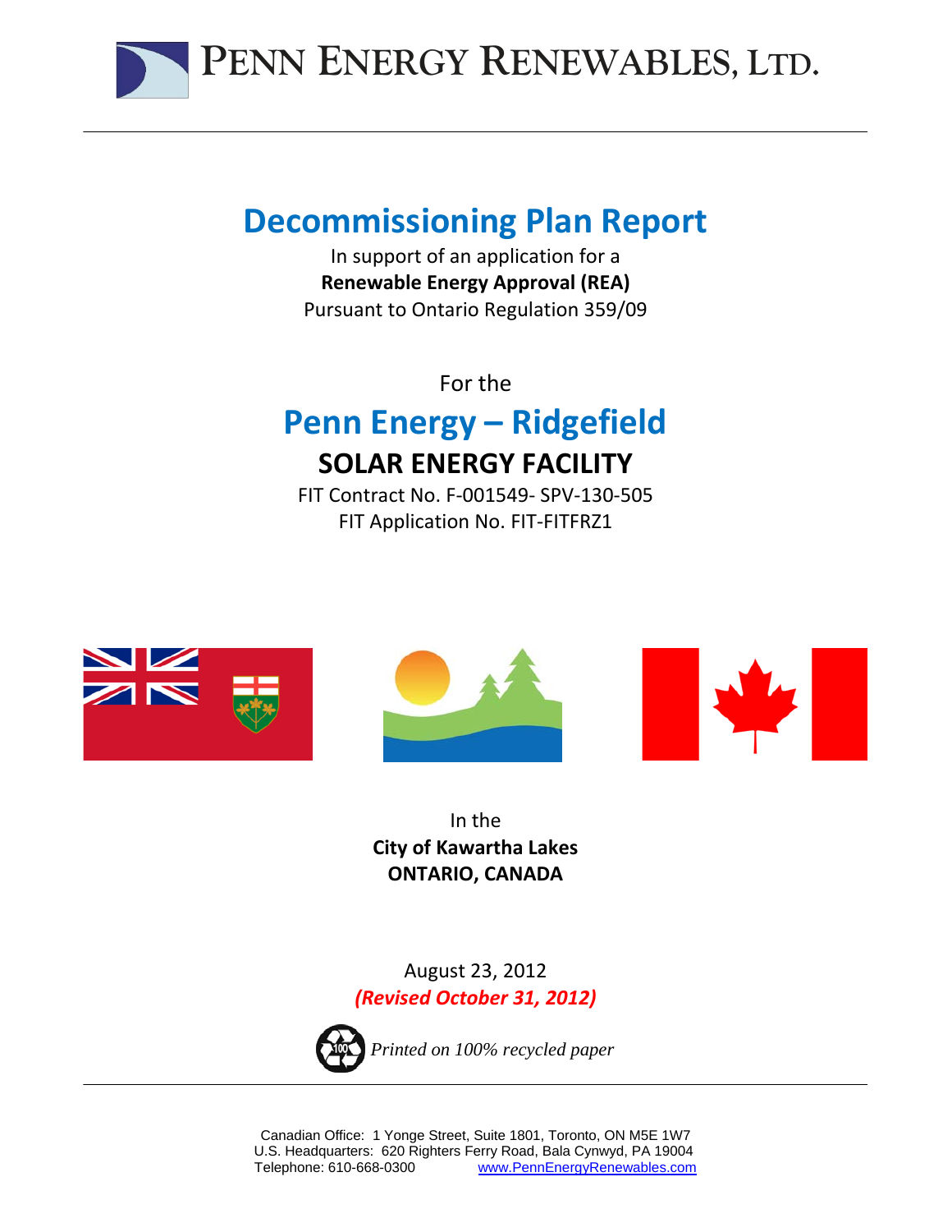# Penn Energy Renewables, Ltd.

# Decommissioning Plan Report

In support of an application for a
**Renewable Energy Approval (REA)**
Pursuant to Ontario Regulation 359/09

For the

## Penn Energy – Ridgefield

## SOLAR ENERGY FACILITY

FIT Contract No. F-001549- SPV-130-505
FIT Application No. FIT-FITFRZ1

In the
**City of Kawartha Lakes**
**ONTARIO, CANADA**

August 23, 2012
***(Revised October 31, 2012)***

*Printed on 100% recycled paper*

Canadian Office: 1 Yonge Street, Suite 1801, Toronto, ON M5E 1W7
U.S. Headquarters: 620 Righters Ferry Road, Bala Cynwyd, PA 19004
Telephone: 610-668-0300 www.PennEnergyRenewables.com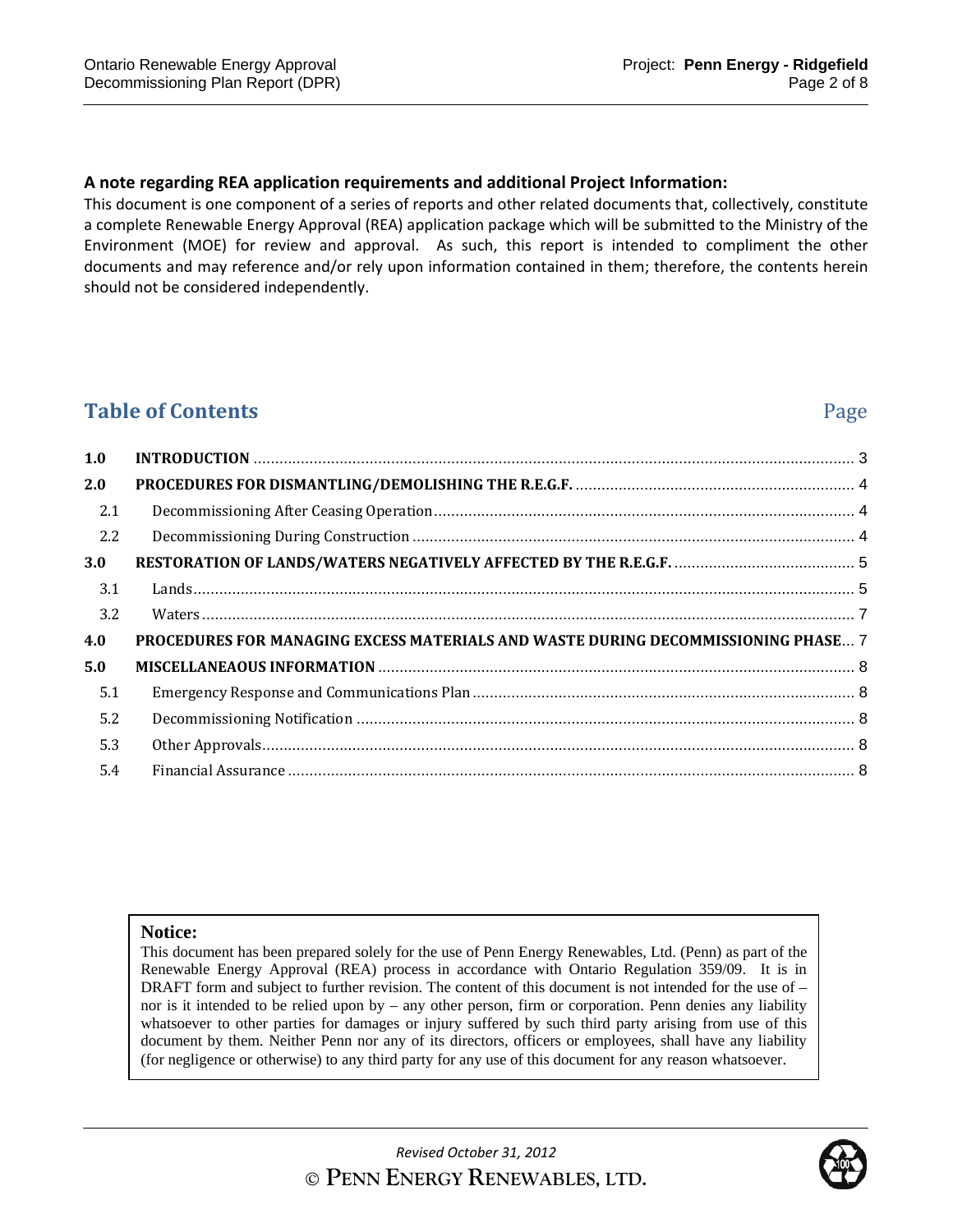**A note regarding REA application requirements and additional Project Information:**

This document is one component of a series of reports and other related documents that, collectively, constitute a complete Renewable Energy Approval (REA) application package which will be submitted to the Ministry of the Environment (MOE) for review and approval. As such, this report is intended to compliment the other documents and may reference and/or rely upon information contained in them; therefore, the contents herein should not be considered independently.

## Table of Contents

| | | Page |
|---|---|---|
| **1.0** | **INTRODUCTION** | 3 |
| **2.0** | **PROCEDURES FOR DISMANTLING/DEMOLISHING THE R.E.G.F.** | 4 |
| 2.1 | Decommissioning After Ceasing Operation | 4 |
| 2.2 | Decommissioning During Construction | 4 |
| **3.0** | **RESTORATION OF LANDS/WATERS NEGATIVELY AFFECTED BY THE R.E.G.F.** | 5 |
| 3.1 | Lands | 5 |
| 3.2 | Waters | 7 |
| **4.0** | **PROCEDURES FOR MANAGING EXCESS MATERIALS AND WASTE DURING DECOMMISSIONING PHASE** | 7 |
| **5.0** | **MISCELLANEAOUS INFORMATION** | 8 |
| 5.1 | Emergency Response and Communications Plan | 8 |
| 5.2 | Decommissioning Notification | 8 |
| 5.3 | Other Approvals | 8 |
| 5.4 | Financial Assurance | 8 |

**Notice:**

This document has been prepared solely for the use of Penn Energy Renewables, Ltd. (Penn) as part of the Renewable Energy Approval (REA) process in accordance with Ontario Regulation 359/09. It is in DRAFT form and subject to further revision. The content of this document is not intended for the use of – nor is it intended to be relied upon by – any other person, firm or corporation. Penn denies any liability whatsoever to other parties for damages or injury suffered by such third party arising from use of this document by them. Neither Penn nor any of its directors, officers or employees, shall have any liability (for negligence or otherwise) to any third party for any use of this document for any reason whatsoever.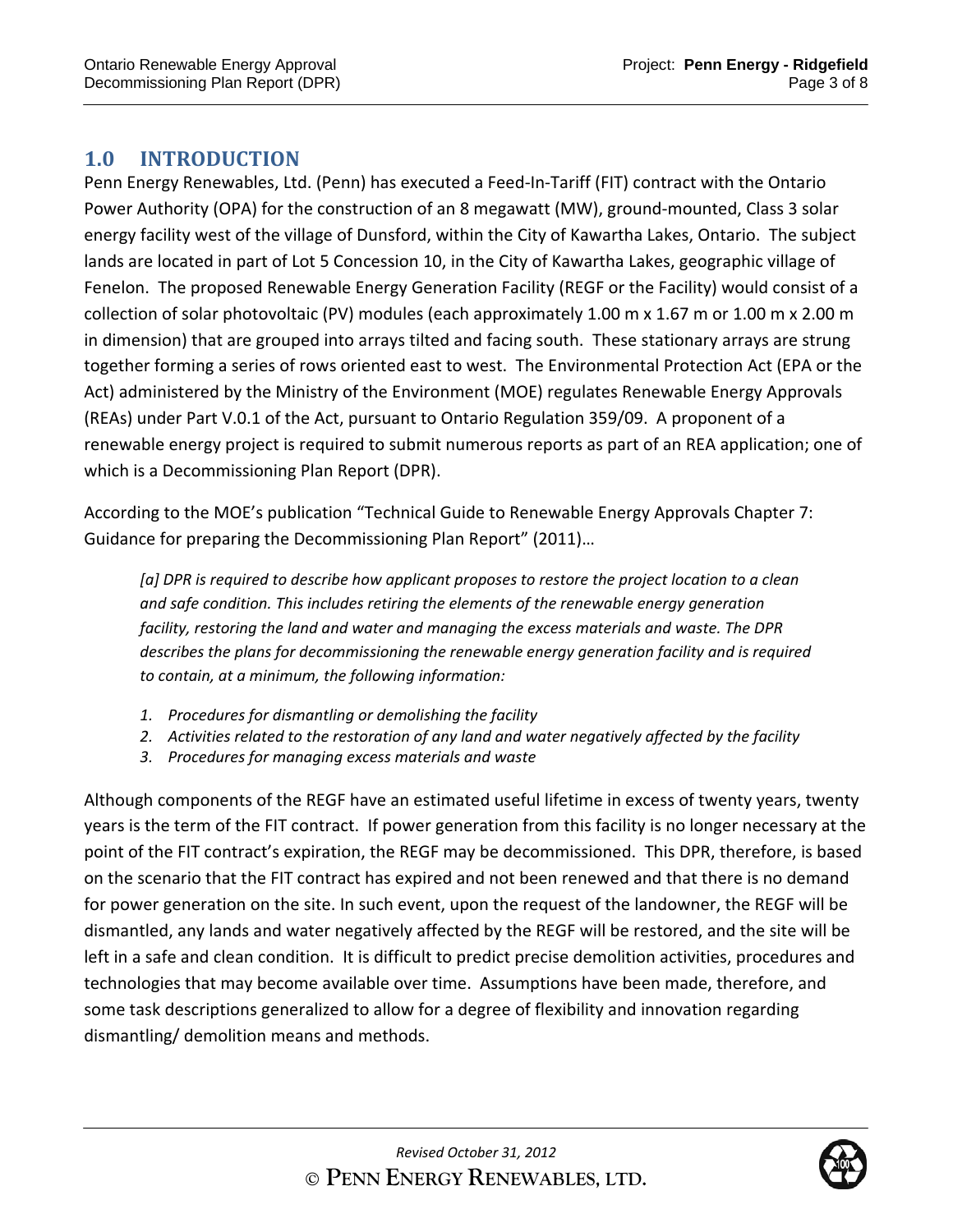## 1.0 INTRODUCTION

Penn Energy Renewables, Ltd. (Penn) has executed a Feed-In-Tariff (FIT) contract with the Ontario Power Authority (OPA) for the construction of an 8 megawatt (MW), ground-mounted, Class 3 solar energy facility west of the village of Dunsford, within the City of Kawartha Lakes, Ontario. The subject lands are located in part of Lot 5 Concession 10, in the City of Kawartha Lakes, geographic village of Fenelon. The proposed Renewable Energy Generation Facility (REGF or the Facility) would consist of a collection of solar photovoltaic (PV) modules (each approximately 1.00 m x 1.67 m or 1.00 m x 2.00 m in dimension) that are grouped into arrays tilted and facing south. These stationary arrays are strung together forming a series of rows oriented east to west. The Environmental Protection Act (EPA or the Act) administered by the Ministry of the Environment (MOE) regulates Renewable Energy Approvals (REAs) under Part V.0.1 of the Act, pursuant to Ontario Regulation 359/09. A proponent of a renewable energy project is required to submit numerous reports as part of an REA application; one of which is a Decommissioning Plan Report (DPR).

According to the MOE's publication "Technical Guide to Renewable Energy Approvals Chapter 7: Guidance for preparing the Decommissioning Plan Report" (2011)…

> *[a] DPR is required to describe how applicant proposes to restore the project location to a clean and safe condition. This includes retiring the elements of the renewable energy generation facility, restoring the land and water and managing the excess materials and waste. The DPR describes the plans for decommissioning the renewable energy generation facility and is required to contain, at a minimum, the following information:*
>
> 1. *Procedures for dismantling or demolishing the facility*
> 2. *Activities related to the restoration of any land and water negatively affected by the facility*
> 3. *Procedures for managing excess materials and waste*

Although components of the REGF have an estimated useful lifetime in excess of twenty years, twenty years is the term of the FIT contract. If power generation from this facility is no longer necessary at the point of the FIT contract's expiration, the REGF may be decommissioned. This DPR, therefore, is based on the scenario that the FIT contract has expired and not been renewed and that there is no demand for power generation on the site. In such event, upon the request of the landowner, the REGF will be dismantled, any lands and water negatively affected by the REGF will be restored, and the site will be left in a safe and clean condition. It is difficult to predict precise demolition activities, procedures and technologies that may become available over time. Assumptions have been made, therefore, and some task descriptions generalized to allow for a degree of flexibility and innovation regarding dismantling/ demolition means and methods.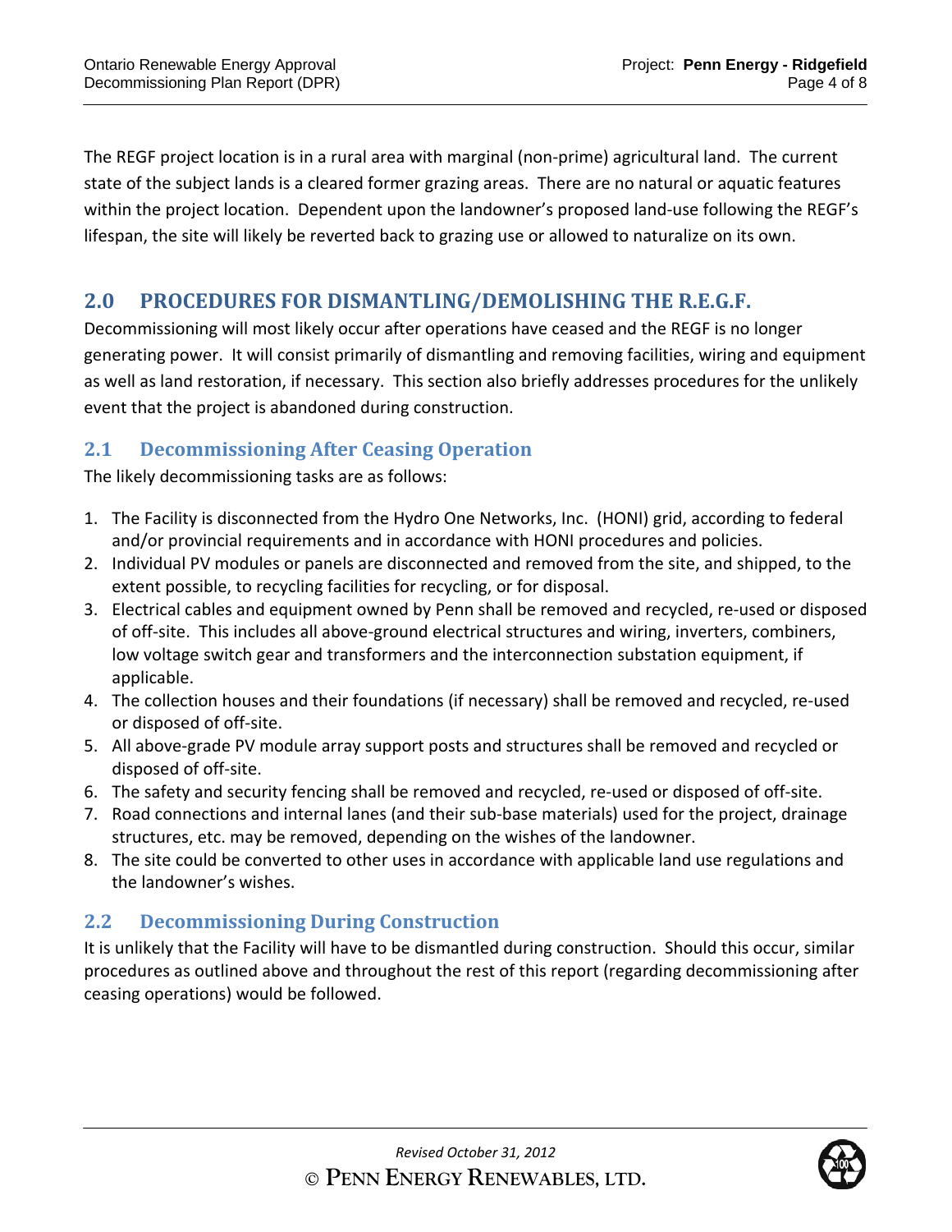The REGF project location is in a rural area with marginal (non-prime) agricultural land. The current state of the subject lands is a cleared former grazing areas. There are no natural or aquatic features within the project location. Dependent upon the landowner's proposed land-use following the REGF's lifespan, the site will likely be reverted back to grazing use or allowed to naturalize on its own.

## 2.0 PROCEDURES FOR DISMANTLING/DEMOLISHING THE R.E.G.F.

Decommissioning will most likely occur after operations have ceased and the REGF is no longer generating power. It will consist primarily of dismantling and removing facilities, wiring and equipment as well as land restoration, if necessary. This section also briefly addresses procedures for the unlikely event that the project is abandoned during construction.

### 2.1 Decommissioning After Ceasing Operation

The likely decommissioning tasks are as follows:

1. The Facility is disconnected from the Hydro One Networks, Inc. (HONI) grid, according to federal and/or provincial requirements and in accordance with HONI procedures and policies.
2. Individual PV modules or panels are disconnected and removed from the site, and shipped, to the extent possible, to recycling facilities for recycling, or for disposal.
3. Electrical cables and equipment owned by Penn shall be removed and recycled, re-used or disposed of off-site. This includes all above-ground electrical structures and wiring, inverters, combiners, low voltage switch gear and transformers and the interconnection substation equipment, if applicable.
4. The collection houses and their foundations (if necessary) shall be removed and recycled, re-used or disposed of off-site.
5. All above-grade PV module array support posts and structures shall be removed and recycled or disposed of off-site.
6. The safety and security fencing shall be removed and recycled, re-used or disposed of off-site.
7. Road connections and internal lanes (and their sub-base materials) used for the project, drainage structures, etc. may be removed, depending on the wishes of the landowner.
8. The site could be converted to other uses in accordance with applicable land use regulations and the landowner's wishes.

### 2.2 Decommissioning During Construction

It is unlikely that the Facility will have to be dismantled during construction. Should this occur, similar procedures as outlined above and throughout the rest of this report (regarding decommissioning after ceasing operations) would be followed.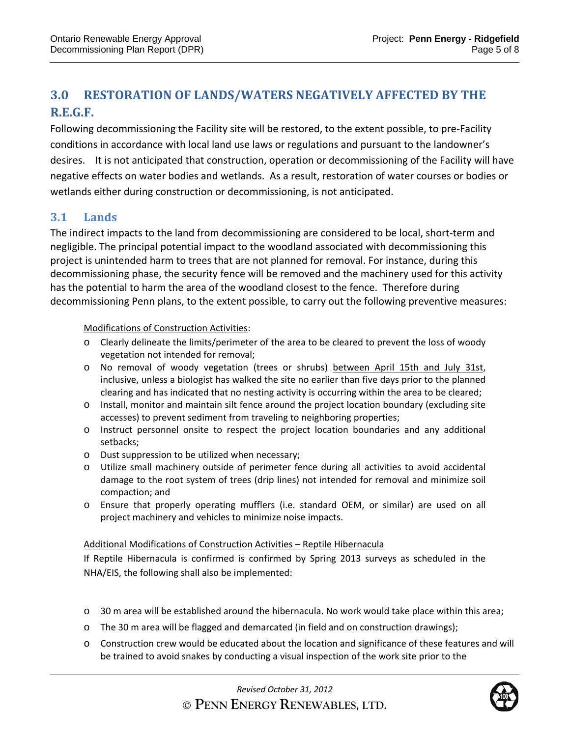## 3.0 RESTORATION OF LANDS/WATERS NEGATIVELY AFFECTED BY THE R.E.G.F.

Following decommissioning the Facility site will be restored, to the extent possible, to pre-Facility conditions in accordance with local land use laws or regulations and pursuant to the landowner's desires. It is not anticipated that construction, operation or decommissioning of the Facility will have negative effects on water bodies and wetlands. As a result, restoration of water courses or bodies or wetlands either during construction or decommissioning, is not anticipated.

### 3.1 Lands

The indirect impacts to the land from decommissioning are considered to be local, short-term and negligible. The principal potential impact to the woodland associated with decommissioning this project is unintended harm to trees that are not planned for removal. For instance, during this decommissioning phase, the security fence will be removed and the machinery used for this activity has the potential to harm the area of the woodland closest to the fence. Therefore during decommissioning Penn plans, to the extent possible, to carry out the following preventive measures:

Modifications of Construction Activities:

- Clearly delineate the limits/perimeter of the area to be cleared to prevent the loss of woody vegetation not intended for removal;
- No removal of woody vegetation (trees or shrubs) between April 15th and July 31st, inclusive, unless a biologist has walked the site no earlier than five days prior to the planned clearing and has indicated that no nesting activity is occurring within the area to be cleared;
- Install, monitor and maintain silt fence around the project location boundary (excluding site accesses) to prevent sediment from traveling to neighboring properties;
- Instruct personnel onsite to respect the project location boundaries and any additional setbacks;
- Dust suppression to be utilized when necessary;
- Utilize small machinery outside of perimeter fence during all activities to avoid accidental damage to the root system of trees (drip lines) not intended for removal and minimize soil compaction; and
- Ensure that properly operating mufflers (i.e. standard OEM, or similar) are used on all project machinery and vehicles to minimize noise impacts.

Additional Modifications of Construction Activities – Reptile Hibernacula

If Reptile Hibernacula is confirmed is confirmed by Spring 2013 surveys as scheduled in the NHA/EIS, the following shall also be implemented:

- 30 m area will be established around the hibernacula. No work would take place within this area;
- The 30 m area will be flagged and demarcated (in field and on construction drawings);
- Construction crew would be educated about the location and significance of these features and will be trained to avoid snakes by conducting a visual inspection of the work site prior to the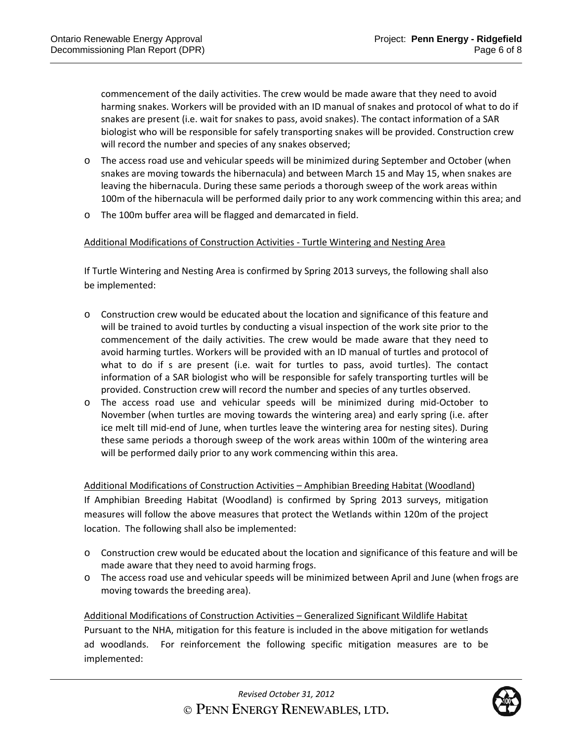commencement of the daily activities. The crew would be made aware that they need to avoid harming snakes. Workers will be provided with an ID manual of snakes and protocol of what to do if snakes are present (i.e. wait for snakes to pass, avoid snakes). The contact information of a SAR biologist who will be responsible for safely transporting snakes will be provided. Construction crew will record the number and species of any snakes observed;

- The access road use and vehicular speeds will be minimized during September and October (when snakes are moving towards the hibernacula) and between March 15 and May 15, when snakes are leaving the hibernacula. During these same periods a thorough sweep of the work areas within 100m of the hibernacula will be performed daily prior to any work commencing within this area; and
- The 100m buffer area will be flagged and demarcated in field.

<u>Additional Modifications of Construction Activities - Turtle Wintering and Nesting Area</u>

If Turtle Wintering and Nesting Area is confirmed by Spring 2013 surveys, the following shall also be implemented:

- Construction crew would be educated about the location and significance of this feature and will be trained to avoid turtles by conducting a visual inspection of the work site prior to the commencement of the daily activities. The crew would be made aware that they need to avoid harming turtles. Workers will be provided with an ID manual of turtles and protocol of what to do if s are present (i.e. wait for turtles to pass, avoid turtles). The contact information of a SAR biologist who will be responsible for safely transporting turtles will be provided. Construction crew will record the number and species of any turtles observed.
- The access road use and vehicular speeds will be minimized during mid-October to November (when turtles are moving towards the wintering area) and early spring (i.e. after ice melt till mid-end of June, when turtles leave the wintering area for nesting sites). During these same periods a thorough sweep of the work areas within 100m of the wintering area will be performed daily prior to any work commencing within this area.

<u>Additional Modifications of Construction Activities – Amphibian Breeding Habitat (Woodland)</u>

If Amphibian Breeding Habitat (Woodland) is confirmed by Spring 2013 surveys, mitigation measures will follow the above measures that protect the Wetlands within 120m of the project location. The following shall also be implemented:

- Construction crew would be educated about the location and significance of this feature and will be made aware that they need to avoid harming frogs.
- The access road use and vehicular speeds will be minimized between April and June (when frogs are moving towards the breeding area).

<u>Additional Modifications of Construction Activities – Generalized Significant Wildlife Habitat</u>

Pursuant to the NHA, mitigation for this feature is included in the above mitigation for wetlands ad woodlands. For reinforcement the following specific mitigation measures are to be implemented: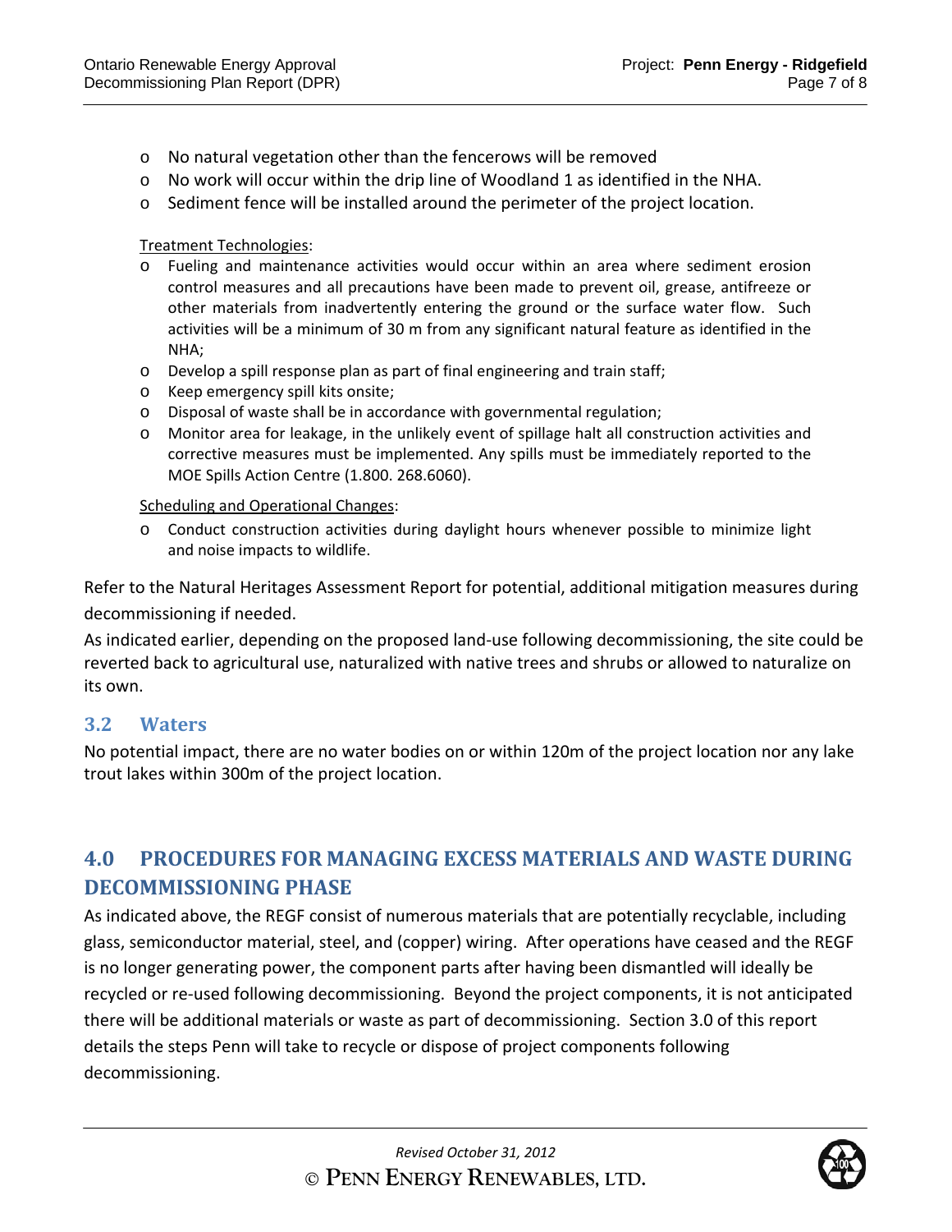- No natural vegetation other than the fencerows will be removed
- No work will occur within the drip line of Woodland 1 as identified in the NHA.
- Sediment fence will be installed around the perimeter of the project location.

Treatment Technologies:

- Fueling and maintenance activities would occur within an area where sediment erosion control measures and all precautions have been made to prevent oil, grease, antifreeze or other materials from inadvertently entering the ground or the surface water flow. Such activities will be a minimum of 30 m from any significant natural feature as identified in the NHA;
- Develop a spill response plan as part of final engineering and train staff;
- Keep emergency spill kits onsite;
- Disposal of waste shall be in accordance with governmental regulation;
- Monitor area for leakage, in the unlikely event of spillage halt all construction activities and corrective measures must be implemented. Any spills must be immediately reported to the MOE Spills Action Centre (1.800. 268.6060).

Scheduling and Operational Changes:

- Conduct construction activities during daylight hours whenever possible to minimize light and noise impacts to wildlife.

Refer to the Natural Heritages Assessment Report for potential, additional mitigation measures during decommissioning if needed.

As indicated earlier, depending on the proposed land-use following decommissioning, the site could be reverted back to agricultural use, naturalized with native trees and shrubs or allowed to naturalize on its own.

## 3.2 Waters

No potential impact, there are no water bodies on or within 120m of the project location nor any lake trout lakes within 300m of the project location.

# 4.0 PROCEDURES FOR MANAGING EXCESS MATERIALS AND WASTE DURING DECOMMISSIONING PHASE

As indicated above, the REGF consist of numerous materials that are potentially recyclable, including glass, semiconductor material, steel, and (copper) wiring. After operations have ceased and the REGF is no longer generating power, the component parts after having been dismantled will ideally be recycled or re-used following decommissioning. Beyond the project components, it is not anticipated there will be additional materials or waste as part of decommissioning. Section 3.0 of this report details the steps Penn will take to recycle or dispose of project components following decommissioning.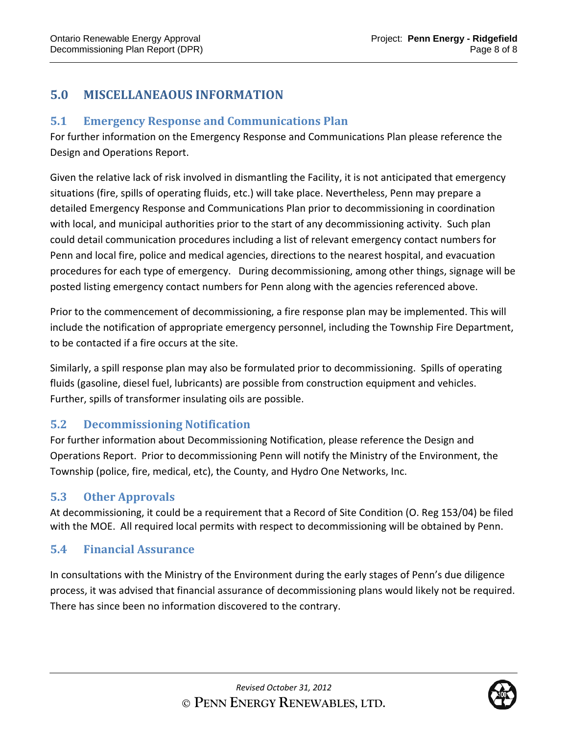# 5.0 MISCELLANEAOUS INFORMATION

## 5.1 Emergency Response and Communications Plan

For further information on the Emergency Response and Communications Plan please reference the Design and Operations Report.

Given the relative lack of risk involved in dismantling the Facility, it is not anticipated that emergency situations (fire, spills of operating fluids, etc.) will take place. Nevertheless, Penn may prepare a detailed Emergency Response and Communications Plan prior to decommissioning in coordination with local, and municipal authorities prior to the start of any decommissioning activity. Such plan could detail communication procedures including a list of relevant emergency contact numbers for Penn and local fire, police and medical agencies, directions to the nearest hospital, and evacuation procedures for each type of emergency. During decommissioning, among other things, signage will be posted listing emergency contact numbers for Penn along with the agencies referenced above.

Prior to the commencement of decommissioning, a fire response plan may be implemented. This will include the notification of appropriate emergency personnel, including the Township Fire Department, to be contacted if a fire occurs at the site.

Similarly, a spill response plan may also be formulated prior to decommissioning. Spills of operating fluids (gasoline, diesel fuel, lubricants) are possible from construction equipment and vehicles. Further, spills of transformer insulating oils are possible.

## 5.2 Decommissioning Notification

For further information about Decommissioning Notification, please reference the Design and Operations Report. Prior to decommissioning Penn will notify the Ministry of the Environment, the Township (police, fire, medical, etc), the County, and Hydro One Networks, Inc.

## 5.3 Other Approvals

At decommissioning, it could be a requirement that a Record of Site Condition (O. Reg 153/04) be filed with the MOE. All required local permits with respect to decommissioning will be obtained by Penn.

## 5.4 Financial Assurance

In consultations with the Ministry of the Environment during the early stages of Penn's due diligence process, it was advised that financial assurance of decommissioning plans would likely not be required. There has since been no information discovered to the contrary.